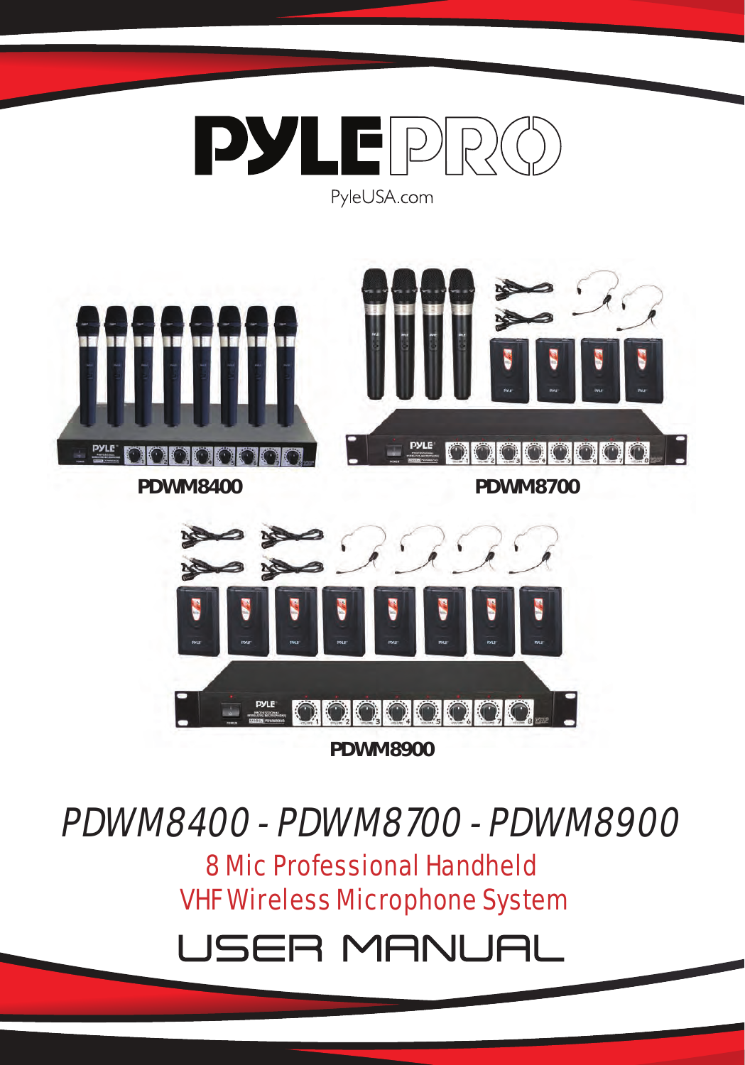# PYLE PRO

PyleUSA.com

**PDWM8400**

**PDWM8700**

**PDWM8900**

## PDWM8400 - PDWM8700 - PDWM8900

### 8 Mic Professional Handheld VHF Wireless Microphone System

# USER MANUAL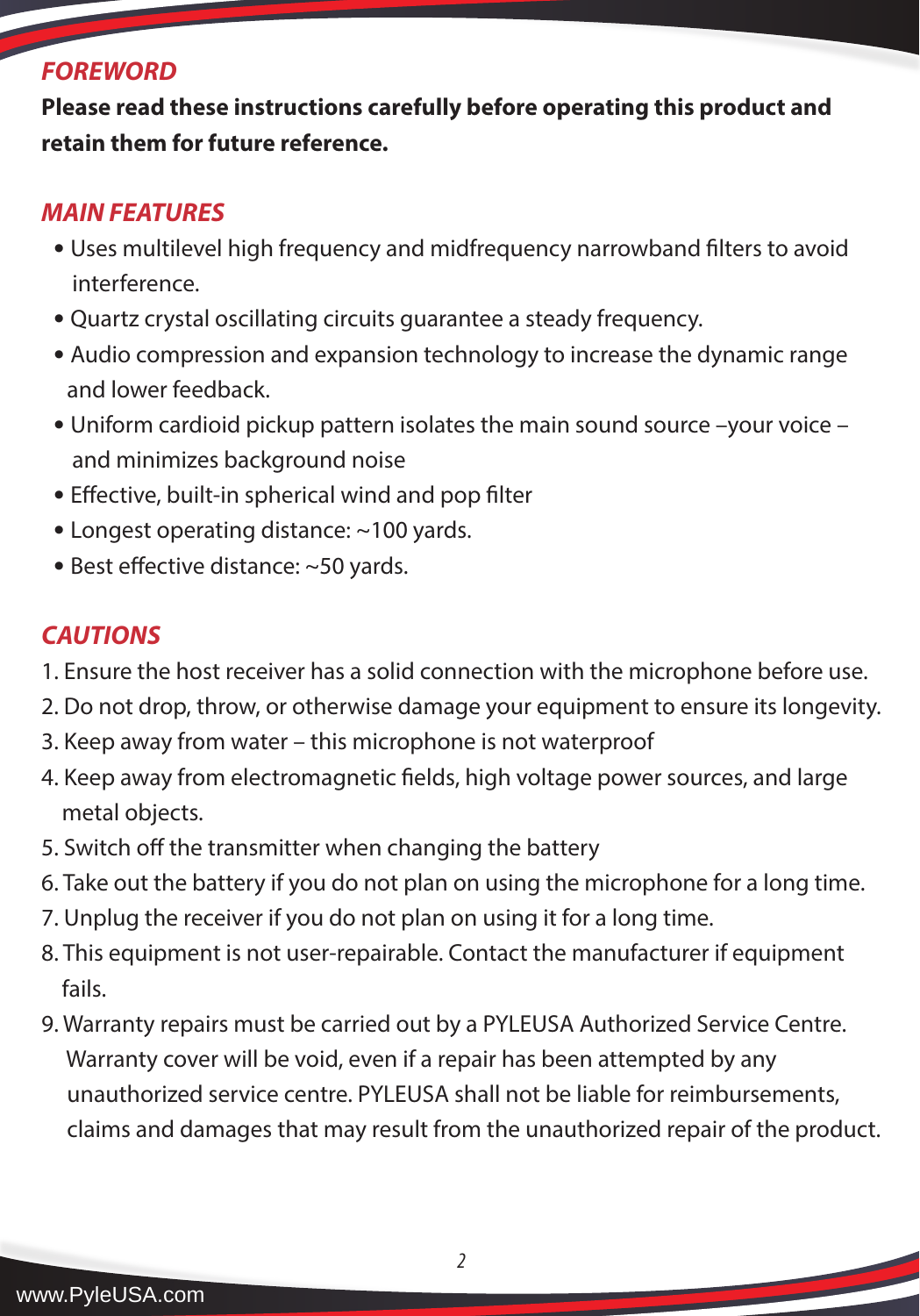## FOREWORD

**Please read these instructions carefully before operating this product and retain them for future reference.**

## MAIN FEATURES

- Uses multilevel high frequency and midfrequency narrowband filters to avoid interference.
- Quartz crystal oscillating circuits guarantee a steady frequency.
- Audio compression and expansion technology to increase the dynamic range and lower feedback.
- Uniform cardioid pickup pattern isolates the main sound source –your voice – and minimizes background noise
- Effective, built-in spherical wind and pop filter
- Longest operating distance: ~100 yards.
- Best effective distance: ~50 yards.

## CAUTIONS

1. Ensure the host receiver has a solid connection with the microphone before use.
2. Do not drop, throw, or otherwise damage your equipment to ensure its longevity.
3. Keep away from water – this microphone is not waterproof
4. Keep away from electromagnetic fields, high voltage power sources, and large metal objects.
5. Switch off the transmitter when changing the battery
6. Take out the battery if you do not plan on using the microphone for a long time.
7. Unplug the receiver if you do not plan on using it for a long time.
8. This equipment is not user-repairable. Contact the manufacturer if equipment fails.
9. Warranty repairs must be carried out by a PYLEUSA Authorized Service Centre. Warranty cover will be void, even if a repair has been attempted by any unauthorized service centre. PYLEUSA shall not be liable for reimbursements, claims and damages that may result from the unauthorized repair of the product.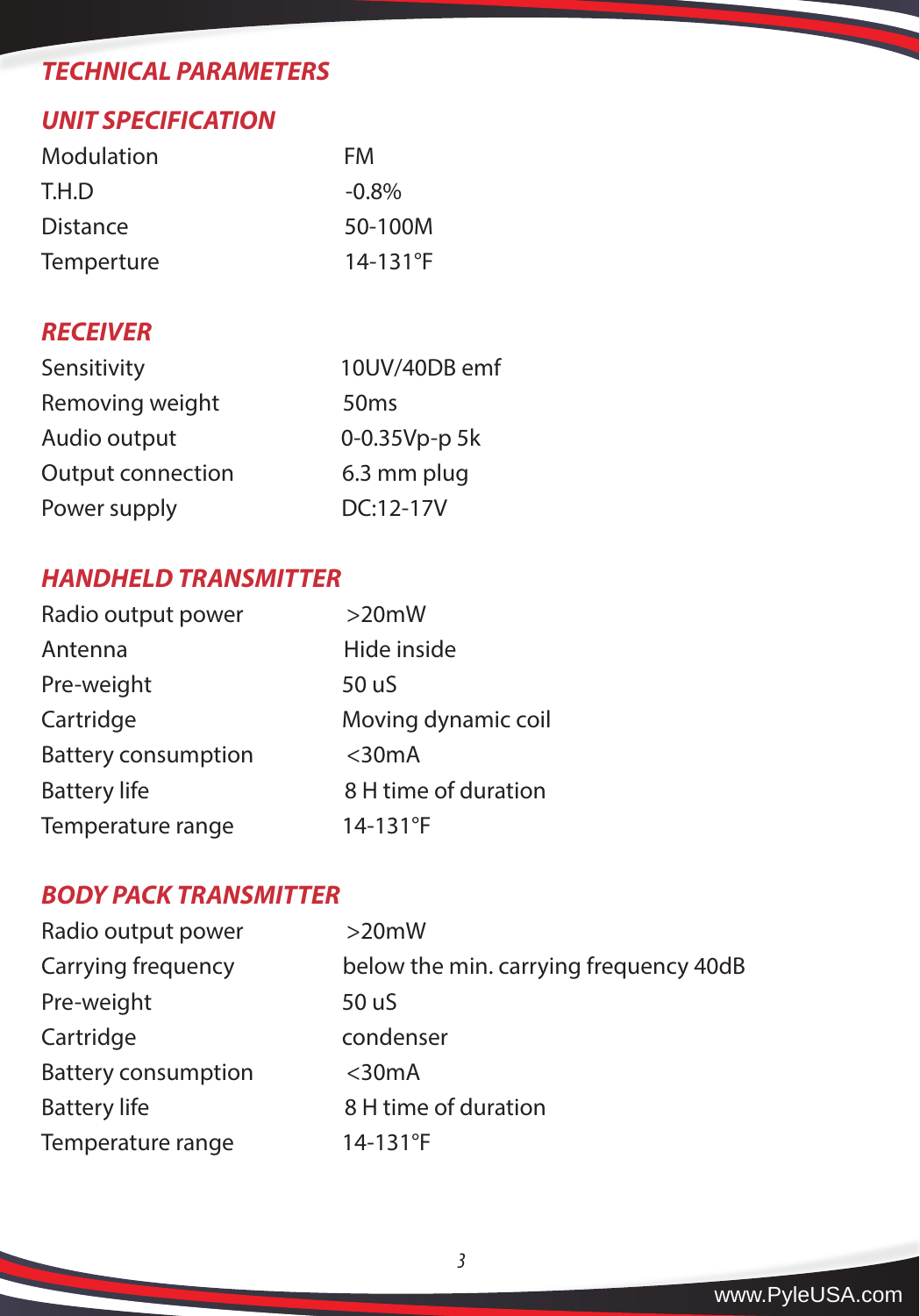# TECHNICAL PARAMETERS

## UNIT SPECIFICATION

| | |
|---|---|
| Modulation | FM |
| T.H.D | -0.8% |
| Distance | 50-100M |
| Temperture | 14-131°F |

## RECEIVER

| | |
|---|---|
| Sensitivity | 10UV/40DB emf |
| Removing weight | 50ms |
| Audio output | 0-0.35Vp-p 5k |
| Output connection | 6.3 mm plug |
| Power supply | DC:12-17V |

## HANDHELD TRANSMITTER

| | |
|---|---|
| Radio output power | >20mW |
| Antenna | Hide inside |
| Pre-weight | 50 uS |
| Cartridge | Moving dynamic coil |
| Battery consumption | <30mA |
| Battery life | 8 H time of duration |
| Temperature range | 14-131°F |

## BODY PACK TRANSMITTER

| | |
|---|---|
| Radio output power | >20mW |
| Carrying frequency | below the min. carrying frequency 40dB |
| Pre-weight | 50 uS |
| Cartridge | condenser |
| Battery consumption | <30mA |
| Battery life | 8 H time of duration |
| Temperature range | 14-131°F |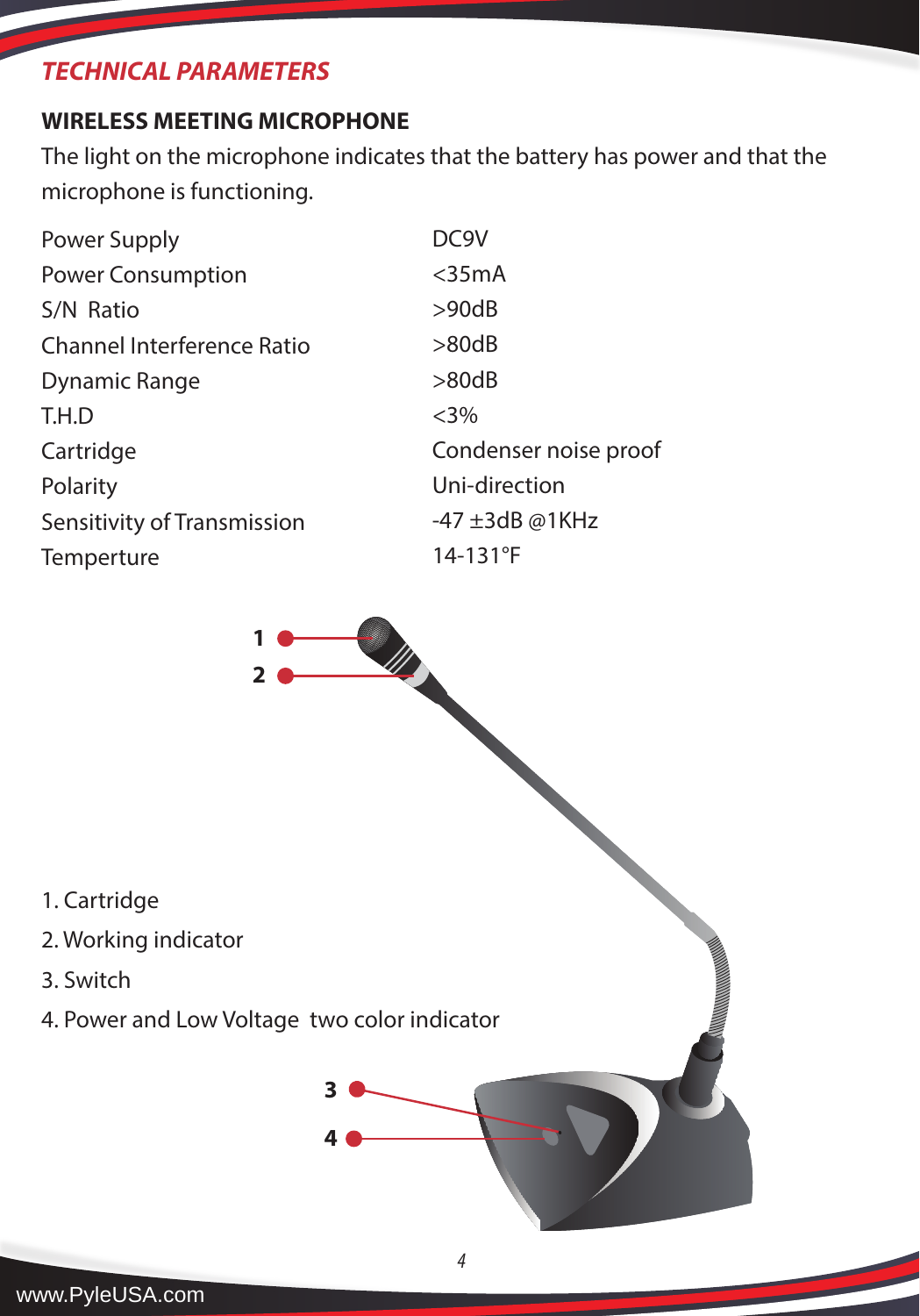## *TECHNICAL PARAMETERS*

### WIRELESS MEETING MICROPHONE

The light on the microphone indicates that the battery has power and that the microphone is functioning.

| | |
|---|---|
| Power Supply | DC9V |
| Power Consumption | <35mA |
| S/N Ratio | >90dB |
| Channel Interference Ratio | >80dB |
| Dynamic Range | >80dB |
| T.H.D | <3% |
| Cartridge | Condenser noise proof |
| Polarity | Uni-direction |
| Sensitivity of Transmission | -47 ±3dB @1KHz |
| Temperture | 14-131°F |

1. Cartridge
2. Working indicator
3. Switch
4. Power and Low Voltage two color indicator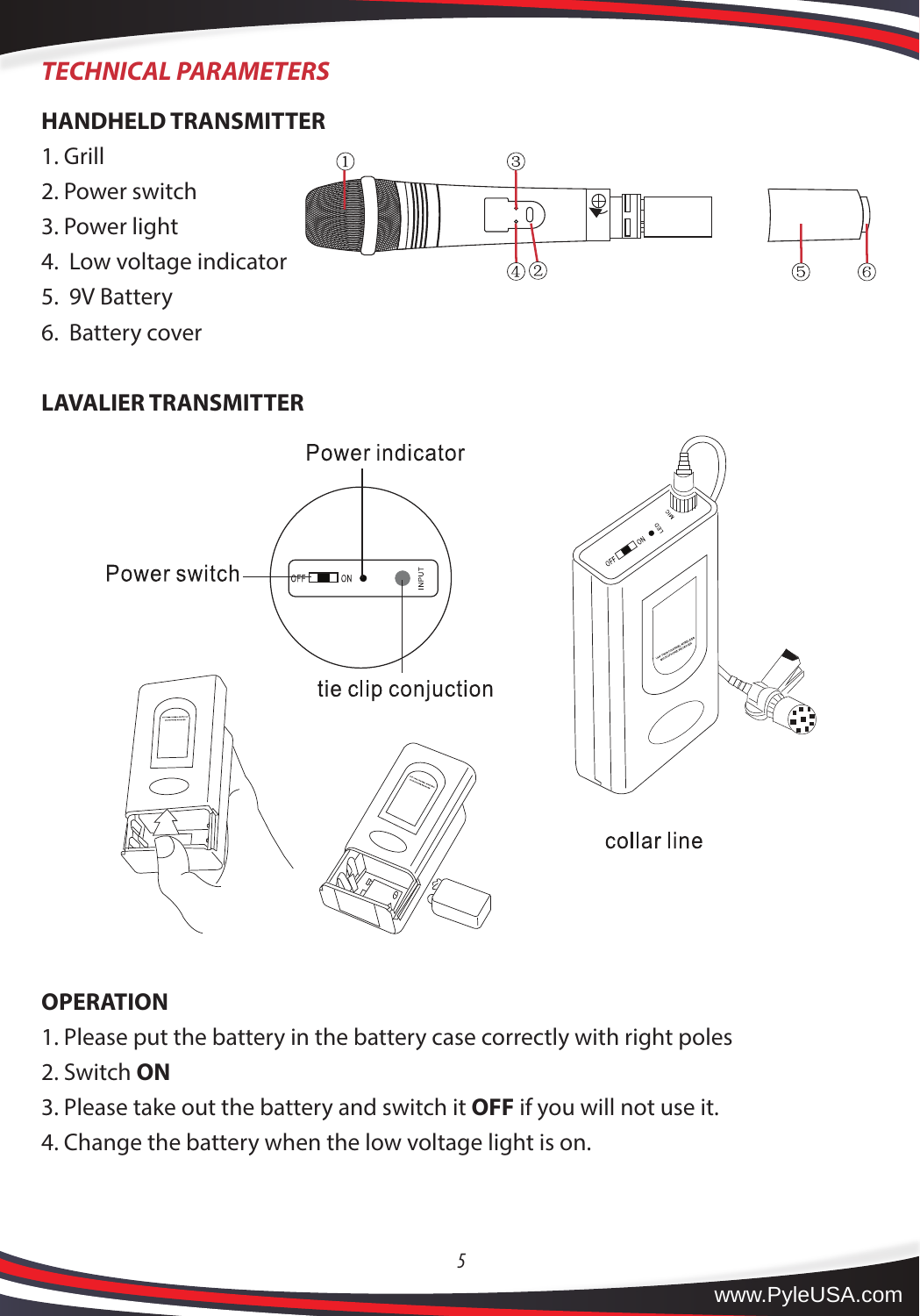## *TECHNICAL PARAMETERS*

### HANDHELD TRANSMITTER

1. Grill
2. Power switch
3. Power light
4. Low voltage indicator
5. 9V Battery
6. Battery cover

### LAVALIER TRANSMITTER

Power indicator

Power switch

tie clip conjuction

collar line

### OPERATION

1. Please put the battery in the battery case correctly with right poles
2. Switch **ON**
3. Please take out the battery and switch it **OFF** if you will not use it.
4. Change the battery when the low voltage light is on.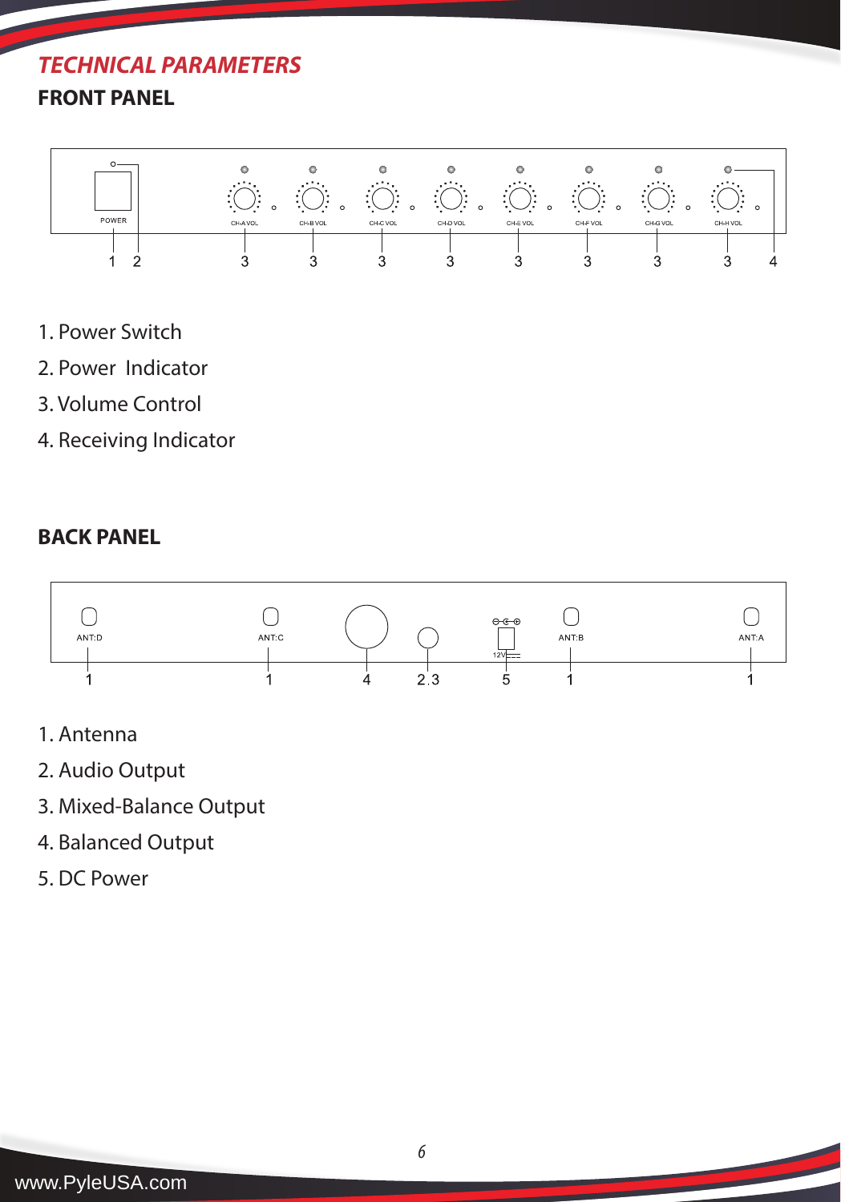## TECHNICAL PARAMETERS

### FRONT PANEL

POWER

CH-A VOL CH-B VOL CH-C VOL CH-D VOL CH-E VOL CH-F VOL CH-G VOL CH-H VOL

1 2 3 3 3 3 3 3 3 3 4

1. Power Switch
2. Power Indicator
3. Volume Control
4. Receiving Indicator

### BACK PANEL

ANT:D ANT:C 12V ANT:B ANT:A

1 1 4 2.3 5 1 1

1. Antenna
2. Audio Output
3. Mixed-Balance Output
4. Balanced Output
5. DC Power

www.PyleUSA.com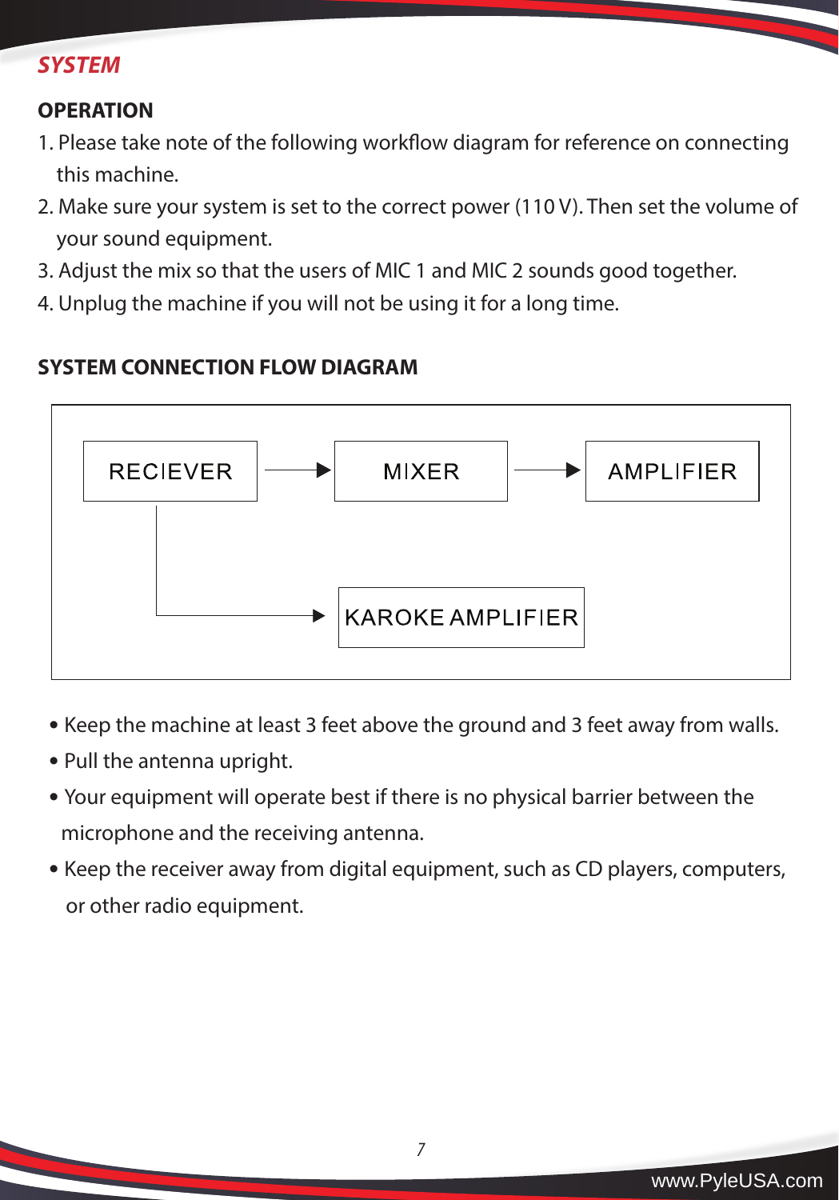## *SYSTEM*

### OPERATION

1. Please take note of the following workflow diagram for reference on connecting this machine.
2. Make sure your system is set to the correct power (110 V). Then set the volume of your sound equipment.
3. Adjust the mix so that the users of MIC 1 and MIC 2 sounds good together.
4. Unplug the machine if you will not be using it for a long time.

### SYSTEM CONNECTION FLOW DIAGRAM

RECIEVER → MIXER → AMPLIFIER

RECIEVER → KAROKE AMPLIFIER

- Keep the machine at least 3 feet above the ground and 3 feet away from walls.
- Pull the antenna upright.
- Your equipment will operate best if there is no physical barrier between the microphone and the receiving antenna.
- Keep the receiver away from digital equipment, such as CD players, computers, or other radio equipment.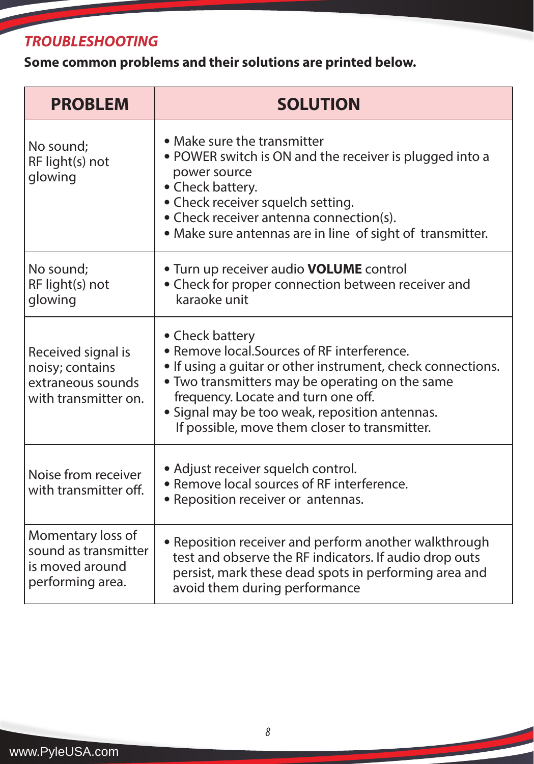## *TROUBLESHOOTING*

**Some common problems and their solutions are printed below.**

| PROBLEM | SOLUTION |
|---|---|
| No sound; RF light(s) not glowing | • Make sure the transmitter<br>• POWER switch is ON and the receiver is plugged into a power source<br>• Check battery.<br>• Check receiver squelch setting.<br>• Check receiver antenna connection(s).<br>• Make sure antennas are in line of sight of transmitter. |
| No sound; RF light(s) not glowing | • Turn up receiver audio **VOLUME** control<br>• Check for proper connection between receiver and karaoke unit |
| Received signal is noisy; contains extraneous sounds with transmitter on. | • Check battery<br>• Remove local.Sources of RF interference.<br>• If using a guitar or other instrument, check connections.<br>• Two transmitters may be operating on the same frequency. Locate and turn one off.<br>• Signal may be too weak, reposition antennas. If possible, move them closer to transmitter. |
| Noise from receiver with transmitter off. | • Adjust receiver squelch control.<br>• Remove local sources of RF interference.<br>• Reposition receiver or antennas. |
| Momentary loss of sound as transmitter is moved around performing area. | • Reposition receiver and perform another walkthrough test and observe the RF indicators. If audio drop outs persist, mark these dead spots in performing area and avoid them during performance |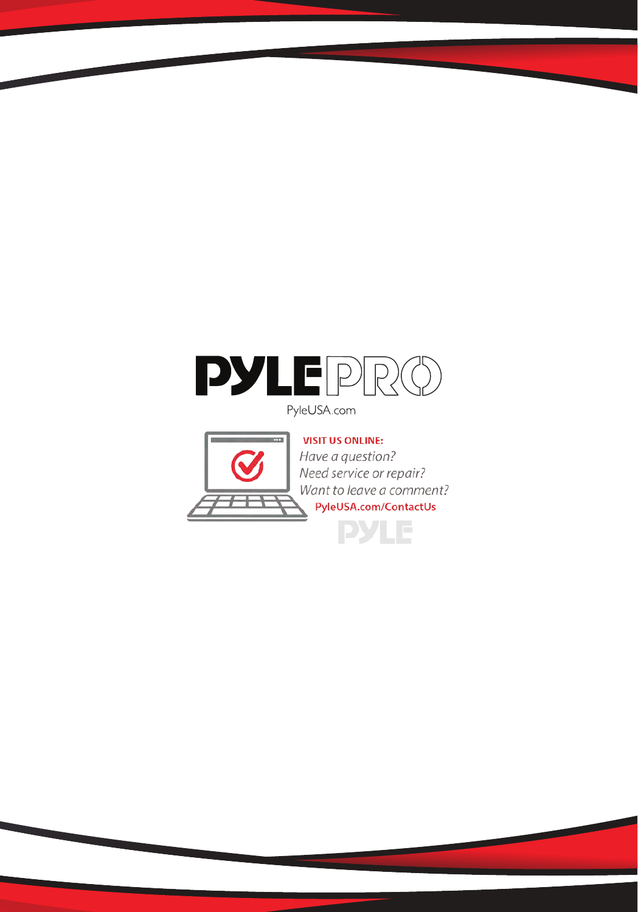PYLEPRO

PyleUSA.com

**VISIT US ONLINE:**

*Have a question?*
*Need service or repair?*
*Want to leave a comment?*

**PyleUSA.com/ContactUs**

PYLE